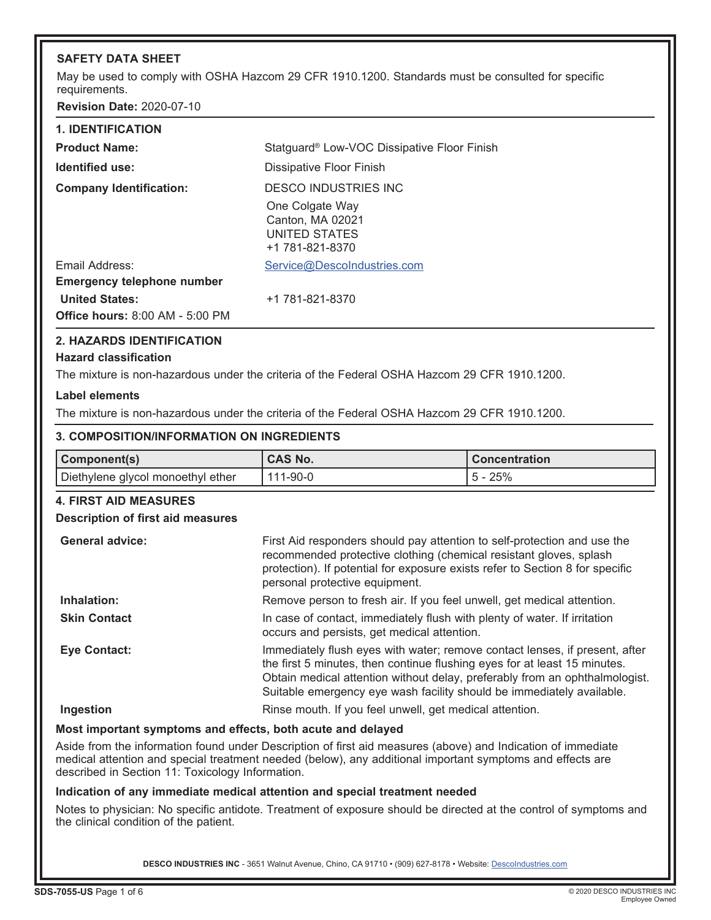# SAFETY DATA SHEET

May be used to comply with OSHA Hazcom 29 CFR 1910.1200. Standards must be consulted for specific requirements.

**Revision Date:** 2020-07-10

## 1. IDENTIFICATION

| | |
|---|---|
| **Product Name:** | Statguard® Low-VOC Dissipative Floor Finish |
| **Identified use:** | Dissipative Floor Finish |
| **Company Identification:** | DESCO INDUSTRIES INC<br>One Colgate Way<br>Canton, MA 02021<br>UNITED STATES<br>+1 781-821-8370 |
| Email Address: | Service@DescoIndustries.com |
| **Emergency telephone number** | |
| **United States:** | +1 781-821-8370 |
| **Office hours:** 8:00 AM - 5:00 PM | |

## 2. HAZARDS IDENTIFICATION

### Hazard classification

The mixture is non-hazardous under the criteria of the Federal OSHA Hazcom 29 CFR 1910.1200.

### Label elements

The mixture is non-hazardous under the criteria of the Federal OSHA Hazcom 29 CFR 1910.1200.

## 3. COMPOSITION/INFORMATION ON INGREDIENTS

| Component(s) | CAS No. | Concentration |
|---|---|---|
| Diethylene glycol monoethyl ether | 111-90-0 | 5 - 25% |

## 4. FIRST AID MEASURES

### Description of first aid measures

| | |
|---|---|
| **General advice:** | First Aid responders should pay attention to self-protection and use the recommended protective clothing (chemical resistant gloves, splash protection). If potential for exposure exists refer to Section 8 for specific personal protective equipment. |
| **Inhalation:** | Remove person to fresh air. If you feel unwell, get medical attention. |
| **Skin Contact** | In case of contact, immediately flush with plenty of water. If irritation occurs and persists, get medical attention. |
| **Eye Contact:** | Immediately flush eyes with water; remove contact lenses, if present, after the first 5 minutes, then continue flushing eyes for at least 15 minutes. Obtain medical attention without delay, preferably from an ophthalmologist. Suitable emergency eye wash facility should be immediately available. |
| **Ingestion** | Rinse mouth. If you feel unwell, get medical attention. |

### Most important symptoms and effects, both acute and delayed

Aside from the information found under Description of first aid measures (above) and Indication of immediate medical attention and special treatment needed (below), any additional important symptoms and effects are described in Section 11: Toxicology Information.

### Indication of any immediate medical attention and special treatment needed

Notes to physician: No specific antidote. Treatment of exposure should be directed at the control of symptoms and the clinical condition of the patient.

**DESCO INDUSTRIES INC** - 3651 Walnut Avenue, Chino, CA 91710 • (909) 627-8178 • Website: DescoIndustries.com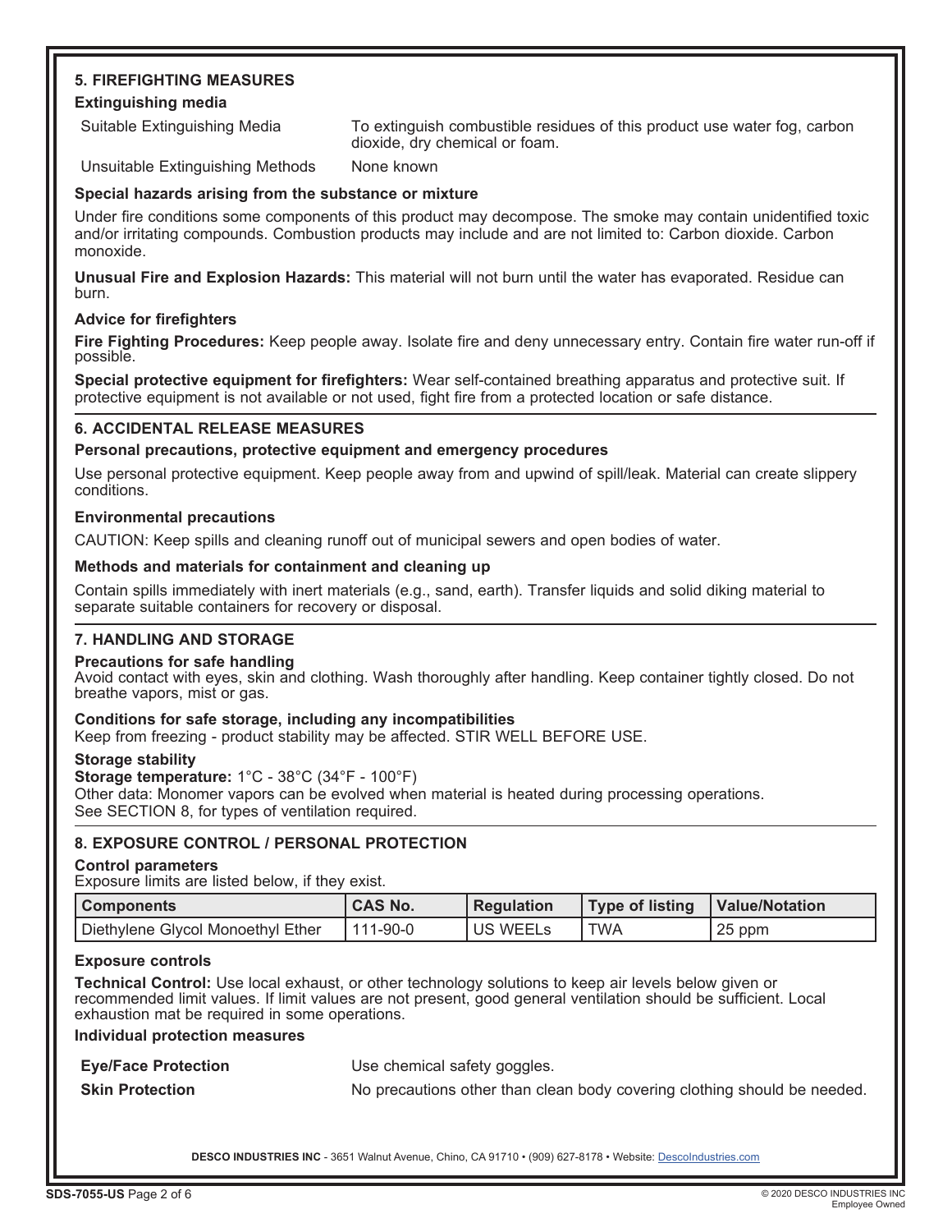## 5. FIREFIGHTING MEASURES

### Extinguishing media

| | |
|---|---|
| Suitable Extinguishing Media | To extinguish combustible residues of this product use water fog, carbon dioxide, dry chemical or foam. |
| Unsuitable Extinguishing Methods | None known |

### Special hazards arising from the substance or mixture

Under fire conditions some components of this product may decompose. The smoke may contain unidentified toxic and/or irritating compounds. Combustion products may include and are not limited to: Carbon dioxide. Carbon monoxide.

**Unusual Fire and Explosion Hazards:** This material will not burn until the water has evaporated. Residue can burn.

### Advice for firefighters

**Fire Fighting Procedures:** Keep people away. Isolate fire and deny unnecessary entry. Contain fire water run-off if possible.

**Special protective equipment for firefighters:** Wear self-contained breathing apparatus and protective suit. If protective equipment is not available or not used, fight fire from a protected location or safe distance.

## 6. ACCIDENTAL RELEASE MEASURES

### Personal precautions, protective equipment and emergency procedures

Use personal protective equipment. Keep people away from and upwind of spill/leak. Material can create slippery conditions.

### Environmental precautions

CAUTION: Keep spills and cleaning runoff out of municipal sewers and open bodies of water.

### Methods and materials for containment and cleaning up

Contain spills immediately with inert materials (e.g., sand, earth). Transfer liquids and solid diking material to separate suitable containers for recovery or disposal.

## 7. HANDLING AND STORAGE

### Precautions for safe handling

Avoid contact with eyes, skin and clothing. Wash thoroughly after handling. Keep container tightly closed. Do not breathe vapors, mist or gas.

### Conditions for safe storage, including any incompatibilities

Keep from freezing - product stability may be affected. STIR WELL BEFORE USE.

### Storage stability

**Storage temperature:** 1°C - 38°C (34°F - 100°F)
Other data: Monomer vapors can be evolved when material is heated during processing operations.
See SECTION 8, for types of ventilation required.

## 8. EXPOSURE CONTROL / PERSONAL PROTECTION

### Control parameters

Exposure limits are listed below, if they exist.

| Components | CAS No. | Regulation | Type of listing | Value/Notation |
|---|---|---|---|---|
| Diethylene Glycol Monoethyl Ether | 111-90-0 | US WEELs | TWA | 25 ppm |

### Exposure controls

**Technical Control:** Use local exhaust, or other technology solutions to keep air levels below given or recommended limit values. If limit values are not present, good general ventilation should be sufficient. Local exhaustion mat be required in some operations.

### Individual protection measures

| | |
|---|---|
| **Eye/Face Protection** | Use chemical safety goggles. |
| **Skin Protection** | No precautions other than clean body covering clothing should be needed. |

DESCO INDUSTRIES INC - 3651 Walnut Avenue, Chino, CA 91710 • (909) 627-8178 • Website: DescoIndustries.com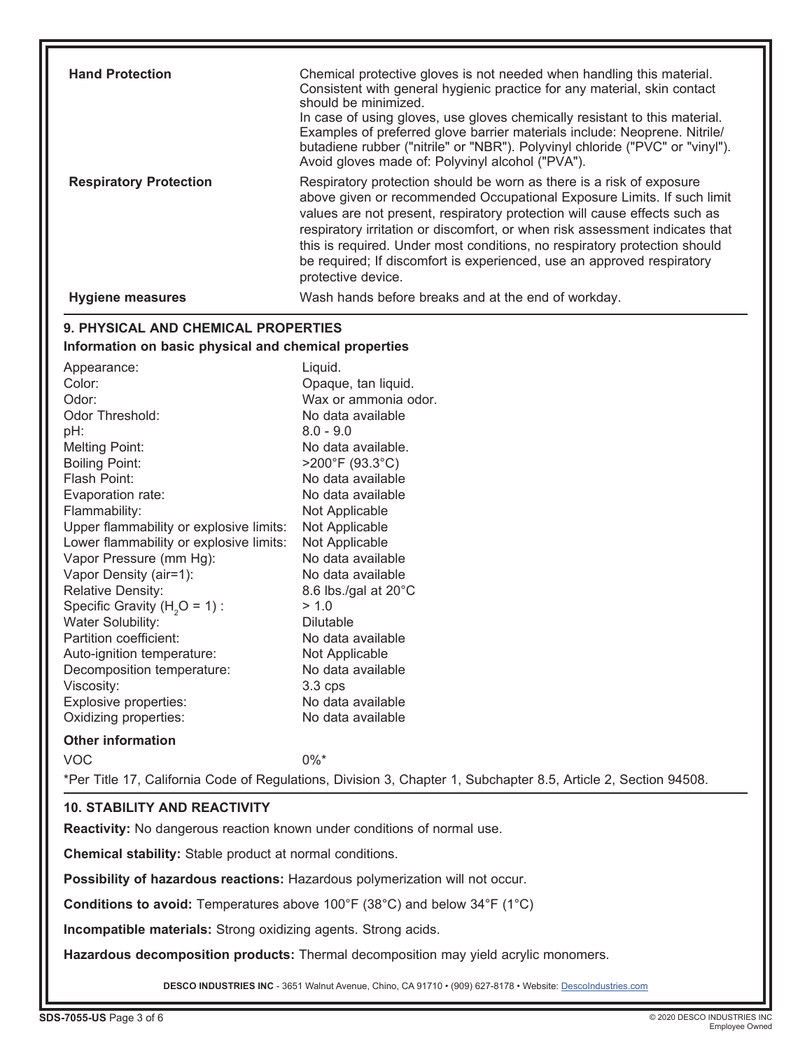| | |
|---|---|
| **Hand Protection** | Chemical protective gloves is not needed when handling this material. Consistent with general hygienic practice for any material, skin contact should be minimized. In case of using gloves, use gloves chemically resistant to this material. Examples of preferred glove barrier materials include: Neoprene. Nitrile/ butadiene rubber ("nitrile" or "NBR"). Polyvinyl chloride ("PVC" or "vinyl"). Avoid gloves made of: Polyvinyl alcohol ("PVA"). |
| **Respiratory Protection** | Respiratory protection should be worn as there is a risk of exposure above given or recommended Occupational Exposure Limits. If such limit values are not present, respiratory protection will cause effects such as respiratory irritation or discomfort, or when risk assessment indicates that this is required. Under most conditions, no respiratory protection should be required; If discomfort is experienced, use an approved respiratory protective device. |
| **Hygiene measures** | Wash hands before breaks and at the end of workday. |

## 9. PHYSICAL AND CHEMICAL PROPERTIES

**Information on basic physical and chemical properties**

| | |
|---|---|
| Appearance: | Liquid. |
| Color: | Opaque, tan liquid. |
| Odor: | Wax or ammonia odor. |
| Odor Threshold: | No data available |
| pH: | 8.0 - 9.0 |
| Melting Point: | No data available. |
| Boiling Point: | >200°F (93.3°C) |
| Flash Point: | No data available |
| Evaporation rate: | No data available |
| Flammability: | Not Applicable |
| Upper flammability or explosive limits: | Not Applicable |
| Lower flammability or explosive limits: | Not Applicable |
| Vapor Pressure (mm Hg): | No data available |
| Vapor Density (air=1): | No data available |
| Relative Density: | 8.6 lbs./gal at 20°C |
| Specific Gravity ($H_2O$ = 1) : | > 1.0 |
| Water Solubility: | Dilutable |
| Partition coefficient: | No data available |
| Auto-ignition temperature: | Not Applicable |
| Decomposition temperature: | No data available |
| Viscosity: | 3.3 cps |
| Explosive properties: | No data available |
| Oxidizing properties: | No data available |

**Other information**

| | |
|---|---|
| VOC | 0%* |

*Per Title 17, California Code of Regulations, Division 3, Chapter 1, Subchapter 8.5, Article 2, Section 94508.

## 10. STABILITY AND REACTIVITY

**Reactivity:** No dangerous reaction known under conditions of normal use.

**Chemical stability:** Stable product at normal conditions.

**Possibility of hazardous reactions:** Hazardous polymerization will not occur.

**Conditions to avoid:** Temperatures above 100°F (38°C) and below 34°F (1°C)

**Incompatible materials:** Strong oxidizing agents. Strong acids.

**Hazardous decomposition products:** Thermal decomposition may yield acrylic monomers.

**DESCO INDUSTRIES INC** - 3651 Walnut Avenue, Chino, CA 91710 • (909) 627-8178 • Website: DescoIndustries.com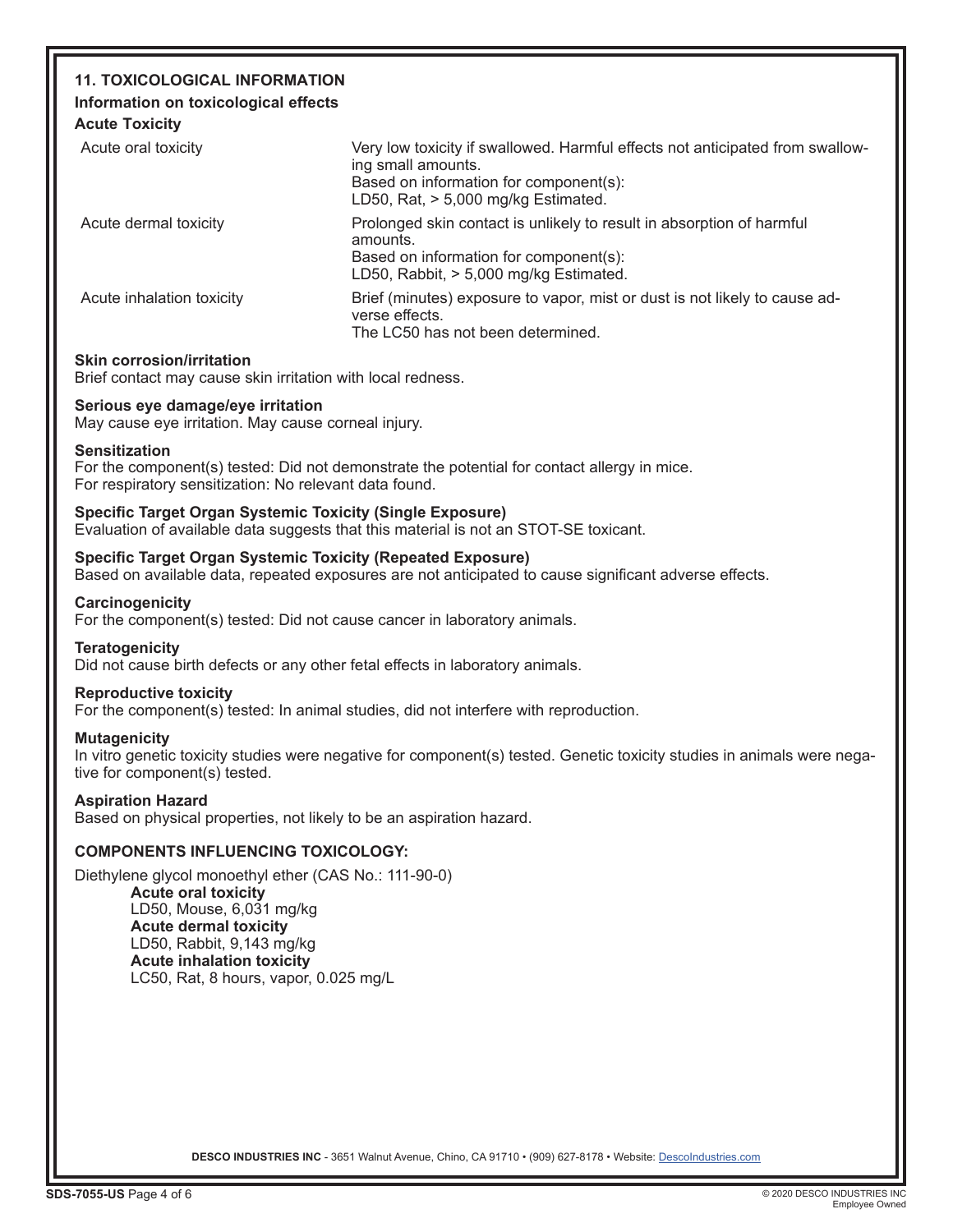## 11. TOXICOLOGICAL INFORMATION

### Information on toxicological effects

**Acute Toxicity**

| | |
|---|---|
| Acute oral toxicity | Very low toxicity if swallowed. Harmful effects not anticipated from swallowing small amounts. Based on information for component(s): LD50, Rat, > 5,000 mg/kg Estimated. |
| Acute dermal toxicity | Prolonged skin contact is unlikely to result in absorption of harmful amounts. Based on information for component(s): LD50, Rabbit, > 5,000 mg/kg Estimated. |
| Acute inhalation toxicity | Brief (minutes) exposure to vapor, mist or dust is not likely to cause adverse effects. The LC50 has not been determined. |

**Skin corrosion/irritation**
Brief contact may cause skin irritation with local redness.

**Serious eye damage/eye irritation**
May cause eye irritation. May cause corneal injury.

**Sensitization**
For the component(s) tested: Did not demonstrate the potential for contact allergy in mice.
For respiratory sensitization: No relevant data found.

**Specific Target Organ Systemic Toxicity (Single Exposure)**
Evaluation of available data suggests that this material is not an STOT-SE toxicant.

**Specific Target Organ Systemic Toxicity (Repeated Exposure)**
Based on available data, repeated exposures are not anticipated to cause significant adverse effects.

**Carcinogenicity**
For the component(s) tested: Did not cause cancer in laboratory animals.

**Teratogenicity**
Did not cause birth defects or any other fetal effects in laboratory animals.

**Reproductive toxicity**
For the component(s) tested: In animal studies, did not interfere with reproduction.

**Mutagenicity**
In vitro genetic toxicity studies were negative for component(s) tested. Genetic toxicity studies in animals were negative for component(s) tested.

**Aspiration Hazard**
Based on physical properties, not likely to be an aspiration hazard.

**COMPONENTS INFLUENCING TOXICOLOGY:**

Diethylene glycol monoethyl ether (CAS No.: 111-90-0)

**Acute oral toxicity**
LD50, Mouse, 6,031 mg/kg
**Acute dermal toxicity**
LD50, Rabbit, 9,143 mg/kg
**Acute inhalation toxicity**
LC50, Rat, 8 hours, vapor, 0.025 mg/L

**DESCO INDUSTRIES INC** - 3651 Walnut Avenue, Chino, CA 91710 • (909) 627-8178 • Website: DescoIndustries.com

**SDS-7055-US**

© 2020 DESCO INDUSTRIES INC
Employee Owned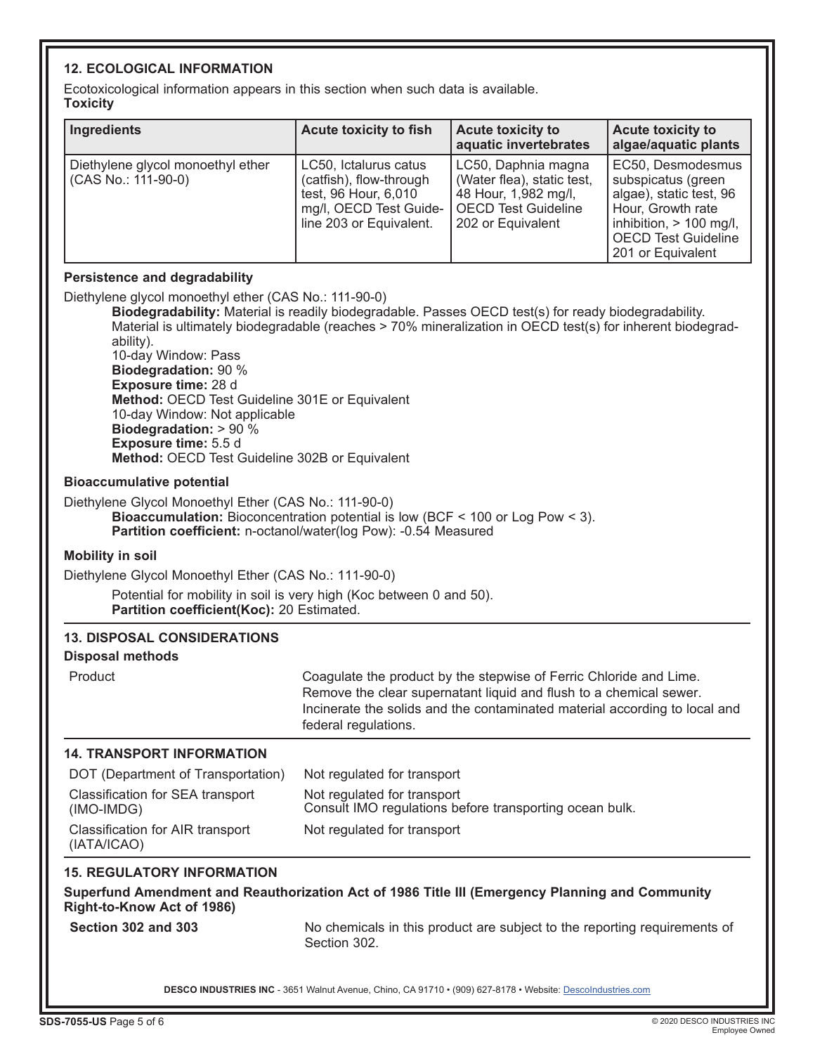## 12. ECOLOGICAL INFORMATION

Ecotoxicological information appears in this section when such data is available.

**Toxicity**

| Ingredients | Acute toxicity to fish | Acute toxicity to aquatic invertebrates | Acute toxicity to algae/aquatic plants |
|---|---|---|---|
| Diethylene glycol monoethyl ether (CAS No.: 111-90-0) | LC50, Ictalurus catus (catfish), flow-through test, 96 Hour, 6,010 mg/l, OECD Test Guideline 203 or Equivalent. | LC50, Daphnia magna (Water flea), static test, 48 Hour, 1,982 mg/l, OECD Test Guideline 202 or Equivalent | EC50, Desmodesmus subspicatus (green algae), static test, 96 Hour, Growth rate inhibition, > 100 mg/l, OECD Test Guideline 201 or Equivalent |

### Persistence and degradability

Diethylene glycol monoethyl ether (CAS No.: 111-90-0)

**Biodegradability:** Material is readily biodegradable. Passes OECD test(s) for ready biodegradability. Material is ultimately biodegradable (reaches > 70% mineralization in OECD test(s) for inherent biodegradability).
10-day Window: Pass
**Biodegradation:** 90 %
**Exposure time:** 28 d
**Method:** OECD Test Guideline 301E or Equivalent
10-day Window: Not applicable
**Biodegradation:** > 90 %
**Exposure time:** 5.5 d
**Method:** OECD Test Guideline 302B or Equivalent

### Bioaccumulative potential

Diethylene Glycol Monoethyl Ether (CAS No.: 111-90-0)

**Bioaccumulation:** Bioconcentration potential is low (BCF < 100 or Log Pow < 3).
**Partition coefficient:** n-octanol/water(log Pow): -0.54 Measured

### Mobility in soil

Diethylene Glycol Monoethyl Ether (CAS No.: 111-90-0)

Potential for mobility in soil is very high (Koc between 0 and 50).
**Partition coefficient(Koc):** 20 Estimated.

## 13. DISPOSAL CONSIDERATIONS

**Disposal methods**

| | |
|---|---|
| Product | Coagulate the product by the stepwise of Ferric Chloride and Lime. Remove the clear supernatant liquid and flush to a chemical sewer. Incinerate the solids and the contaminated material according to local and federal regulations. |

## 14. TRANSPORT INFORMATION

| | |
|---|---|
| DOT (Department of Transportation) | Not regulated for transport |
| Classification for SEA transport (IMO-IMDG) | Not regulated for transport<br>Consult IMO regulations before transporting ocean bulk. |
| Classification for AIR transport (IATA/ICAO) | Not regulated for transport |

## 15. REGULATORY INFORMATION

**Superfund Amendment and Reauthorization Act of 1986 Title III (Emergency Planning and Community Right-to-Know Act of 1986)**

| | |
|---|---|
| **Section 302 and 303** | No chemicals in this product are subject to the reporting requirements of Section 302. |

**DESCO INDUSTRIES INC** - 3651 Walnut Avenue, Chino, CA 91710 • (909) 627-8178 • Website: DescoIndustries.com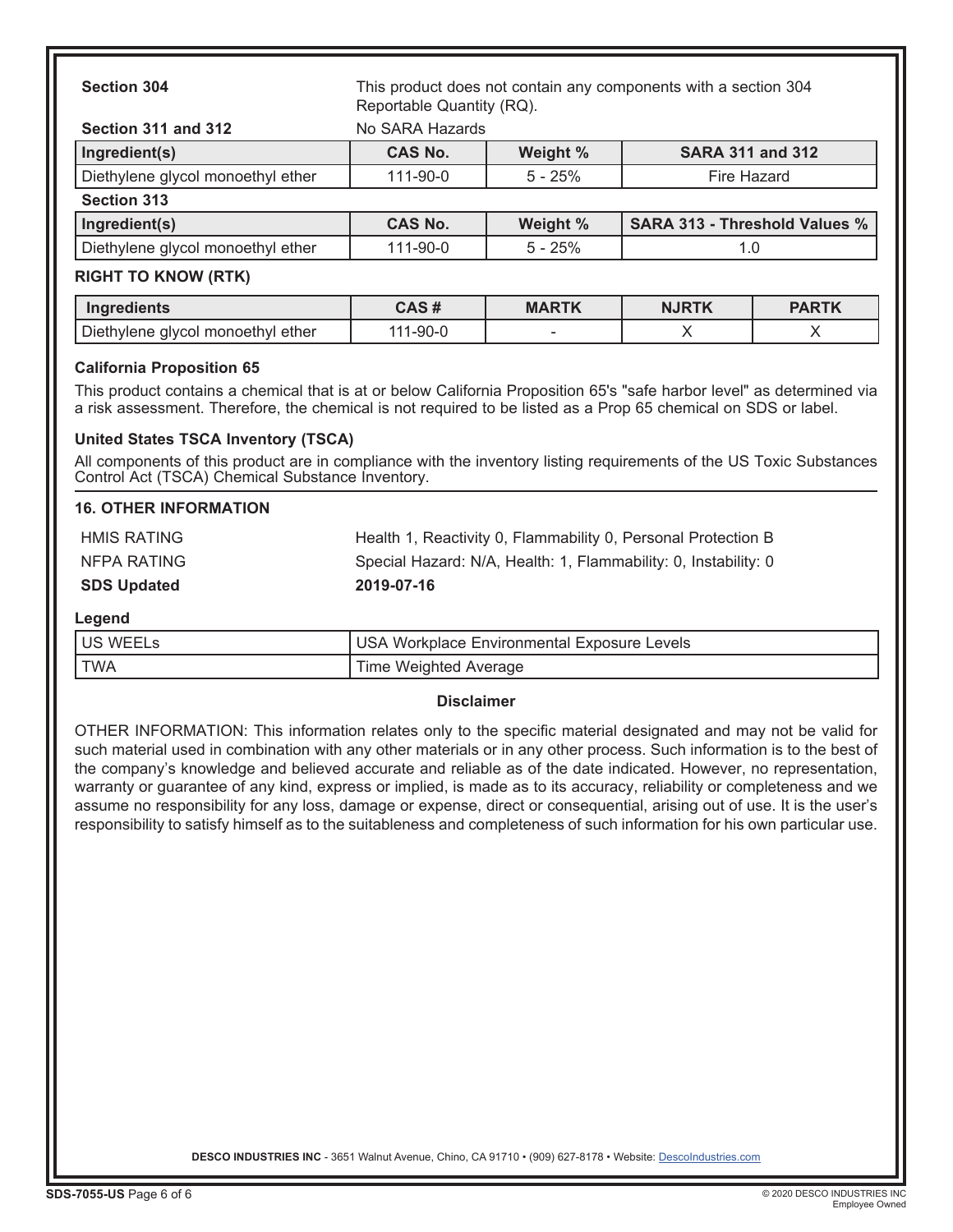**Section 304** This product does not contain any components with a section 304 Reportable Quantity (RQ).

**Section 311 and 312** No SARA Hazards

| Ingredient(s) | CAS No. | Weight % | SARA 311 and 312 |
|---|---|---|---|
| Diethylene glycol monoethyl ether | 111-90-0 | 5 - 25% | Fire Hazard |

**Section 313**

| Ingredient(s) | CAS No. | Weight % | SARA 313 - Threshold Values % |
|---|---|---|---|
| Diethylene glycol monoethyl ether | 111-90-0 | 5 - 25% | 1.0 |

**RIGHT TO KNOW (RTK)**

| Ingredients | CAS # | MARTK | NJRTK | PARTK |
|---|---|---|---|---|
| Diethylene glycol monoethyl ether | 111-90-0 | - | X | X |

**California Proposition 65**

This product contains a chemical that is at or below California Proposition 65's "safe harbor level" as determined via a risk assessment. Therefore, the chemical is not required to be listed as a Prop 65 chemical on SDS or label.

**United States TSCA Inventory (TSCA)**

All components of this product are in compliance with the inventory listing requirements of the US Toxic Substances Control Act (TSCA) Chemical Substance Inventory.

## 16. OTHER INFORMATION

| | |
|---|---|
| HMIS RATING | Health 1, Reactivity 0, Flammability 0, Personal Protection B |
| NFPA RATING | Special Hazard: N/A, Health: 1, Flammability: 0, Instability: 0 |
| **SDS Updated** | **2019-07-16** |

**Legend**

| | |
|---|---|
| US WEELs | USA Workplace Environmental Exposure Levels |
| TWA | Time Weighted Average |

**Disclaimer**

OTHER INFORMATION: This information relates only to the specific material designated and may not be valid for such material used in combination with any other materials or in any other process. Such information is to the best of the company's knowledge and believed accurate and reliable as of the date indicated. However, no representation, warranty or guarantee of any kind, express or implied, is made as to its accuracy, reliability or completeness and we assume no responsibility for any loss, damage or expense, direct or consequential, arising out of use. It is the user's responsibility to satisfy himself as to the suitableness and completeness of such information for his own particular use.

**DESCO INDUSTRIES INC** - 3651 Walnut Avenue, Chino, CA 91710 • (909) 627-8178 • Website: DescoIndustries.com